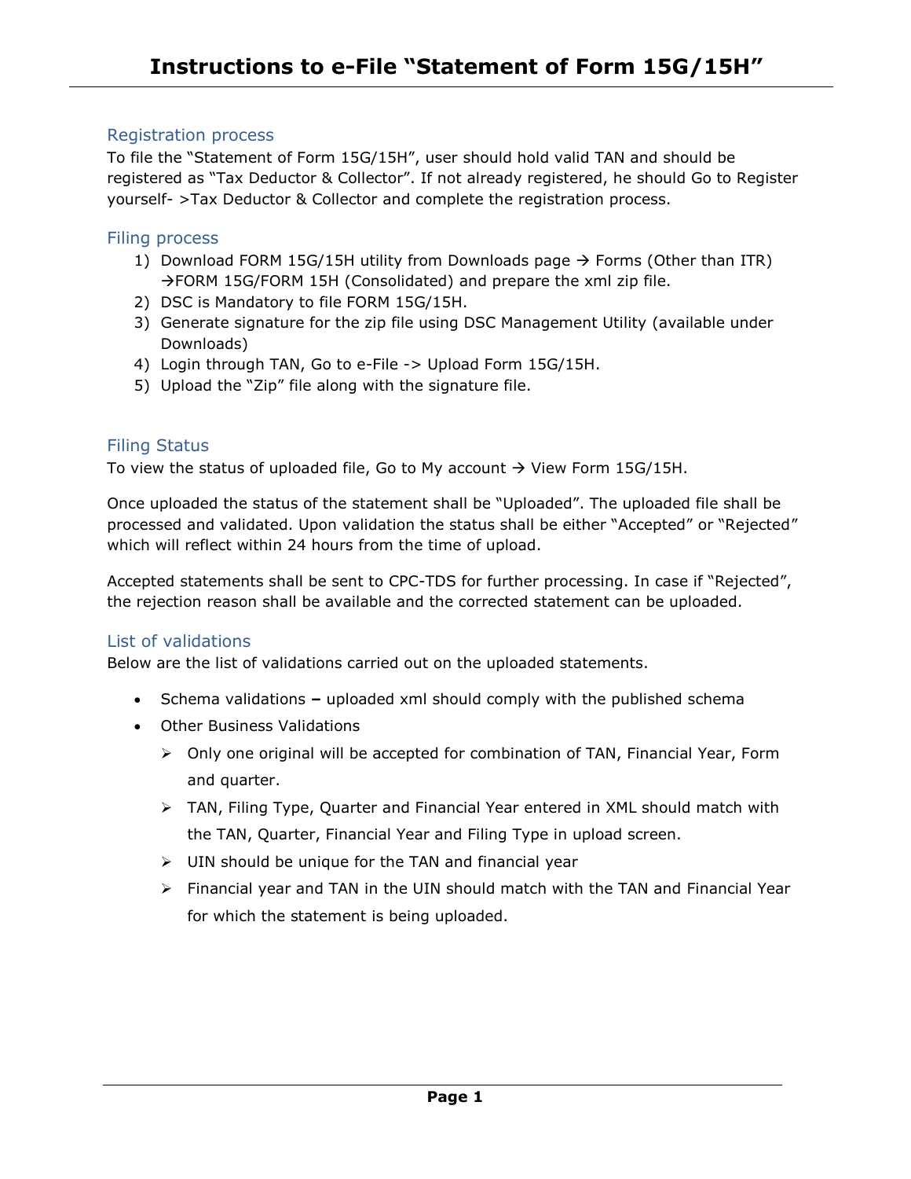# Instructions to e-File "Statement of Form 15G/15H"

## Registration process

To file the "Statement of Form 15G/15H", user should hold valid TAN and should be registered as "Tax Deductor & Collector". If not already registered, he should Go to Register yourself- >Tax Deductor & Collector and complete the registration process.

## Filing process

1) Download FORM 15G/15H utility from Downloads page → Forms (Other than ITR) →FORM 15G/FORM 15H (Consolidated) and prepare the xml zip file.
2) DSC is Mandatory to file FORM 15G/15H.
3) Generate signature for the zip file using DSC Management Utility (available under Downloads)
4) Login through TAN, Go to e-File -> Upload Form 15G/15H.
5) Upload the "Zip" file along with the signature file.

## Filing Status

To view the status of uploaded file, Go to My account → View Form 15G/15H.

Once uploaded the status of the statement shall be "Uploaded". The uploaded file shall be processed and validated. Upon validation the status shall be either "Accepted" or "Rejected" which will reflect within 24 hours from the time of upload.

Accepted statements shall be sent to CPC-TDS for further processing. In case if "Rejected", the rejection reason shall be available and the corrected statement can be uploaded.

## List of validations

Below are the list of validations carried out on the uploaded statements.

- Schema validations **–** uploaded xml should comply with the published schema
- Other Business Validations
  - Only one original will be accepted for combination of TAN, Financial Year, Form and quarter.
  - TAN, Filing Type, Quarter and Financial Year entered in XML should match with the TAN, Quarter, Financial Year and Filing Type in upload screen.
  - UIN should be unique for the TAN and financial year
  - Financial year and TAN in the UIN should match with the TAN and Financial Year for which the statement is being uploaded.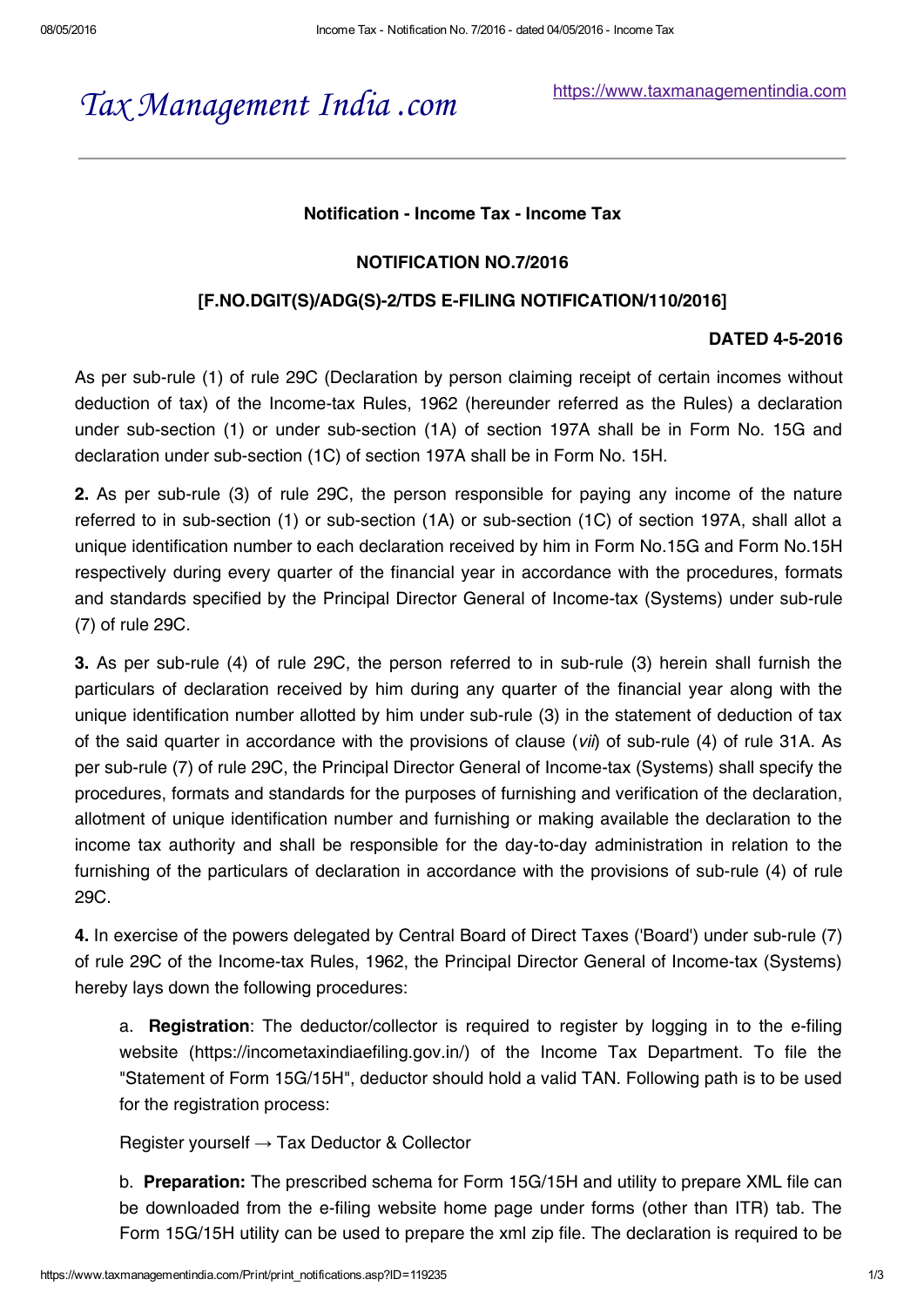# Tax Management India .com

https://www.taxmanagementindia.com

**Notification - Income Tax - Income Tax**

**NOTIFICATION NO.7/2016**

**[F.NO.DGIT(S)/ADG(S)-2/TDS E-FILING NOTIFICATION/110/2016]**

**DATED 4-5-2016**

As per sub-rule (1) of rule 29C (Declaration by person claiming receipt of certain incomes without deduction of tax) of the Income-tax Rules, 1962 (hereunder referred as the Rules) a declaration under sub-section (1) or under sub-section (1A) of section 197A shall be in Form No. 15G and declaration under sub-section (1C) of section 197A shall be in Form No. 15H.

**2.** As per sub-rule (3) of rule 29C, the person responsible for paying any income of the nature referred to in sub-section (1) or sub-section (1A) or sub-section (1C) of section 197A, shall allot a unique identification number to each declaration received by him in Form No.15G and Form No.15H respectively during every quarter of the financial year in accordance with the procedures, formats and standards specified by the Principal Director General of Income-tax (Systems) under sub-rule (7) of rule 29C.

**3.** As per sub-rule (4) of rule 29C, the person referred to in sub-rule (3) herein shall furnish the particulars of declaration received by him during any quarter of the financial year along with the unique identification number allotted by him under sub-rule (3) in the statement of deduction of tax of the said quarter in accordance with the provisions of clause (*vii*) of sub-rule (4) of rule 31A. As per sub-rule (7) of rule 29C, the Principal Director General of Income-tax (Systems) shall specify the procedures, formats and standards for the purposes of furnishing and verification of the declaration, allotment of unique identification number and furnishing or making available the declaration to the income tax authority and shall be responsible for the day-to-day administration in relation to the furnishing of the particulars of declaration in accordance with the provisions of sub-rule (4) of rule 29C.

**4.** In exercise of the powers delegated by Central Board of Direct Taxes ('Board') under sub-rule (7) of rule 29C of the Income-tax Rules, 1962, the Principal Director General of Income-tax (Systems) hereby lays down the following procedures:

a. **Registration**: The deductor/collector is required to register by logging in to the e-filing website (https://incometaxindiaefiling.gov.in/) of the Income Tax Department. To file the "Statement of Form 15G/15H", deductor should hold a valid TAN. Following path is to be used for the registration process:

Register yourself → Tax Deductor & Collector

b. **Preparation:** The prescribed schema for Form 15G/15H and utility to prepare XML file can be downloaded from the e-filing website home page under forms (other than ITR) tab. The Form 15G/15H utility can be used to prepare the xml zip file. The declaration is required to be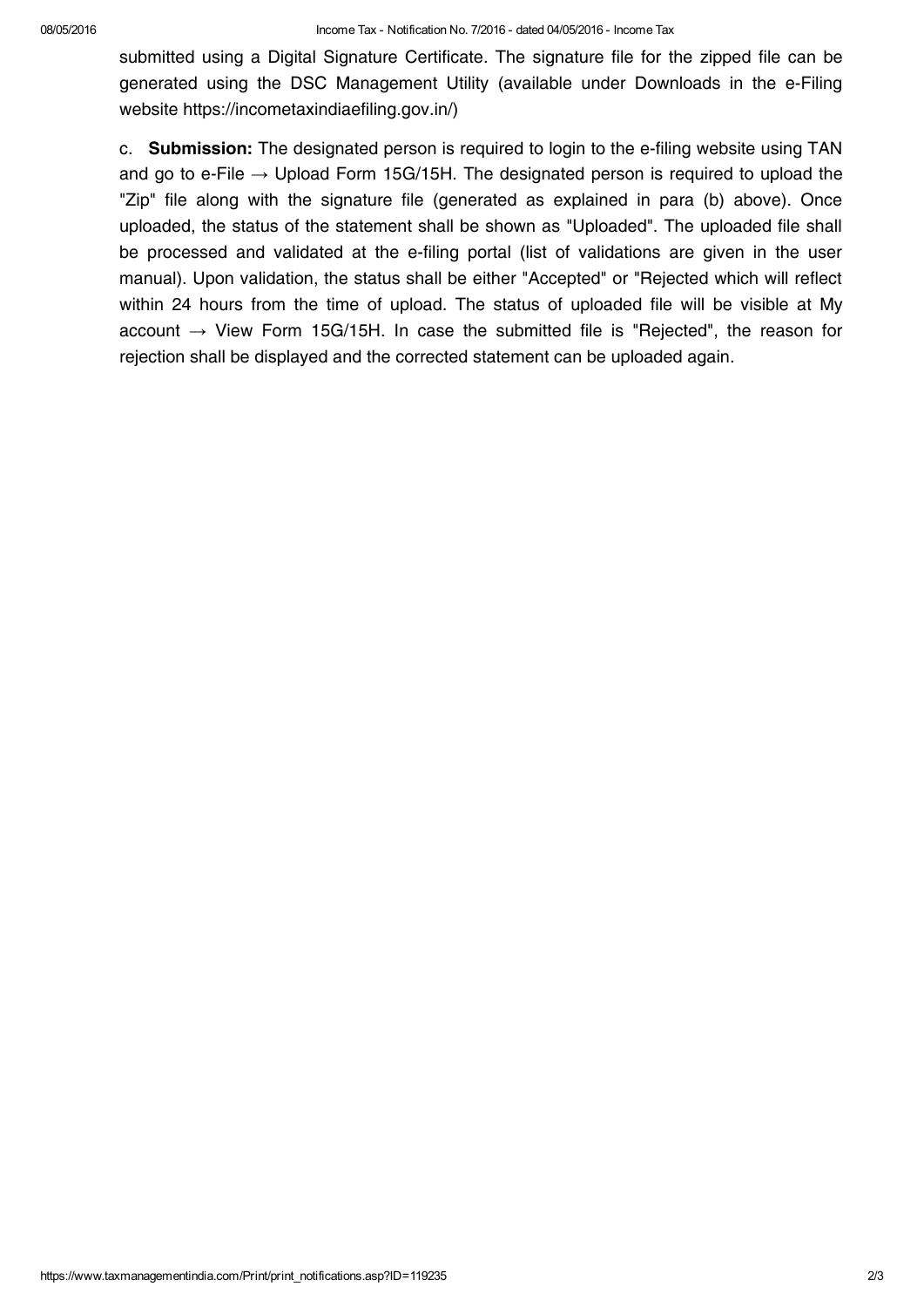submitted using a Digital Signature Certificate. The signature file for the zipped file can be generated using the DSC Management Utility (available under Downloads in the e-Filing website https://incometaxindiaefiling.gov.in/)

c. **Submission:** The designated person is required to login to the e-filing website using TAN and go to e-File → Upload Form 15G/15H. The designated person is required to upload the "Zip" file along with the signature file (generated as explained in para (b) above). Once uploaded, the status of the statement shall be shown as "Uploaded". The uploaded file shall be processed and validated at the e-filing portal (list of validations are given in the user manual). Upon validation, the status shall be either "Accepted" or "Rejected which will reflect within 24 hours from the time of upload. The status of uploaded file will be visible at My account → View Form 15G/15H. In case the submitted file is "Rejected", the reason for rejection shall be displayed and the corrected statement can be uploaded again.